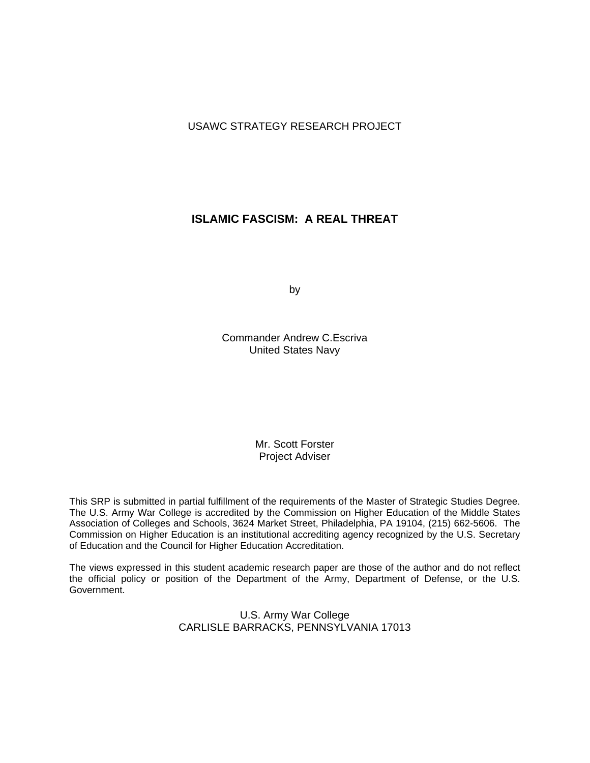USAWC STRATEGY RESEARCH PROJECT

# ISLAMIC FASCISM: A REAL THREAT

by

Commander Andrew C.Escriva
United States Navy

Mr. Scott Forster
Project Adviser

This SRP is submitted in partial fulfillment of the requirements of the Master of Strategic Studies Degree. The U.S. Army War College is accredited by the Commission on Higher Education of the Middle States Association of Colleges and Schools, 3624 Market Street, Philadelphia, PA 19104, (215) 662-5606. The Commission on Higher Education is an institutional accrediting agency recognized by the U.S. Secretary of Education and the Council for Higher Education Accreditation.

The views expressed in this student academic research paper are those of the author and do not reflect the official policy or position of the Department of the Army, Department of Defense, or the U.S. Government.

U.S. Army War College
CARLISLE BARRACKS, PENNSYLVANIA 17013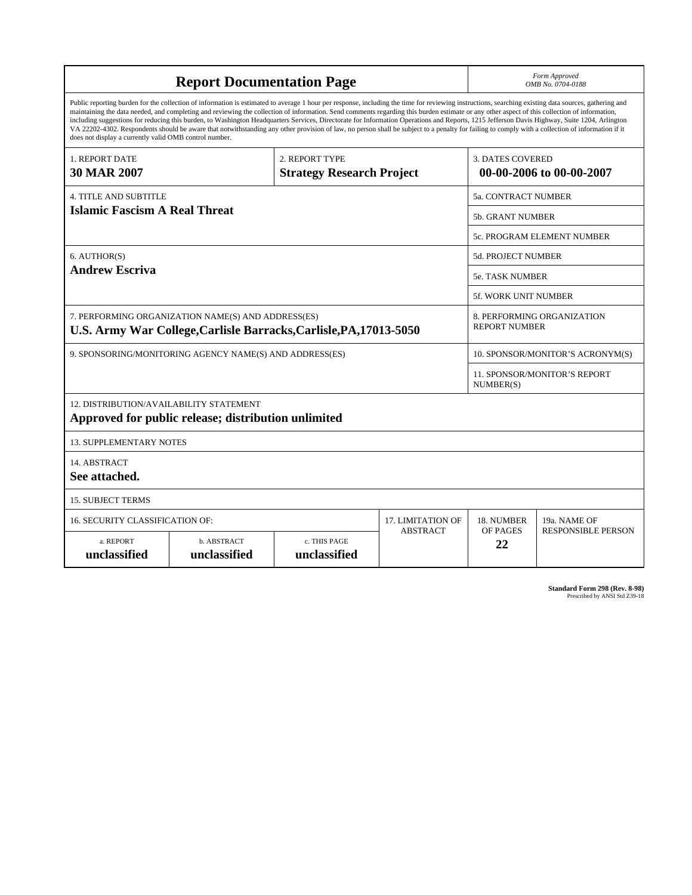# Report Documentation Page

*Form Approved*
*OMB No. 0704-0188*

Public reporting burden for the collection of information is estimated to average 1 hour per response, including the time for reviewing instructions, searching existing data sources, gathering and maintaining the data needed, and completing and reviewing the collection of information. Send comments regarding this burden estimate or any other aspect of this collection of information, including suggestions for reducing this burden, to Washington Headquarters Services, Directorate for Information Operations and Reports, 1215 Jefferson Davis Highway, Suite 1204, Arlington VA 22202-4302. Respondents should be aware that notwithstanding any other provision of law, no person shall be subject to a penalty for failing to comply with a collection of information if it does not display a currently valid OMB control number.

| 1. REPORT DATE | 2. REPORT TYPE | 3. DATES COVERED |
|---|---|---|
| **30 MAR 2007** | **Strategy Research Project** | **00-00-2006 to 00-00-2007** |

| 4. TITLE AND SUBTITLE | 5a. CONTRACT NUMBER |
|---|---|
| **Islamic Fascism A Real Threat** | 5b. GRANT NUMBER |
| | 5c. PROGRAM ELEMENT NUMBER |
| 6. AUTHOR(S) | 5d. PROJECT NUMBER |
| **Andrew Escriva** | 5e. TASK NUMBER |
| | 5f. WORK UNIT NUMBER |
| 7. PERFORMING ORGANIZATION NAME(S) AND ADDRESS(ES) **U.S. Army War College,Carlisle Barracks,Carlisle,PA,17013-5050** | 8. PERFORMING ORGANIZATION REPORT NUMBER |
| 9. SPONSORING/MONITORING AGENCY NAME(S) AND ADDRESS(ES) | 10. SPONSOR/MONITOR'S ACRONYM(S) |
| | 11. SPONSOR/MONITOR'S REPORT NUMBER(S) |

12. DISTRIBUTION/AVAILABILITY STATEMENT
**Approved for public release; distribution unlimited**

13. SUPPLEMENTARY NOTES

14. ABSTRACT
**See attached.**

15. SUBJECT TERMS

| 16. SECURITY CLASSIFICATION OF: | | | 17. LIMITATION OF ABSTRACT | 18. NUMBER OF PAGES | 19a. NAME OF RESPONSIBLE PERSON |
|---|---|---|---|---|---|
| a. REPORT | b. ABSTRACT | c. THIS PAGE | | **22** | |
| **unclassified** | **unclassified** | **unclassified** | | | |

**Standard Form 298 (Rev. 8-98)**
Prescribed by ANSI Std Z39-18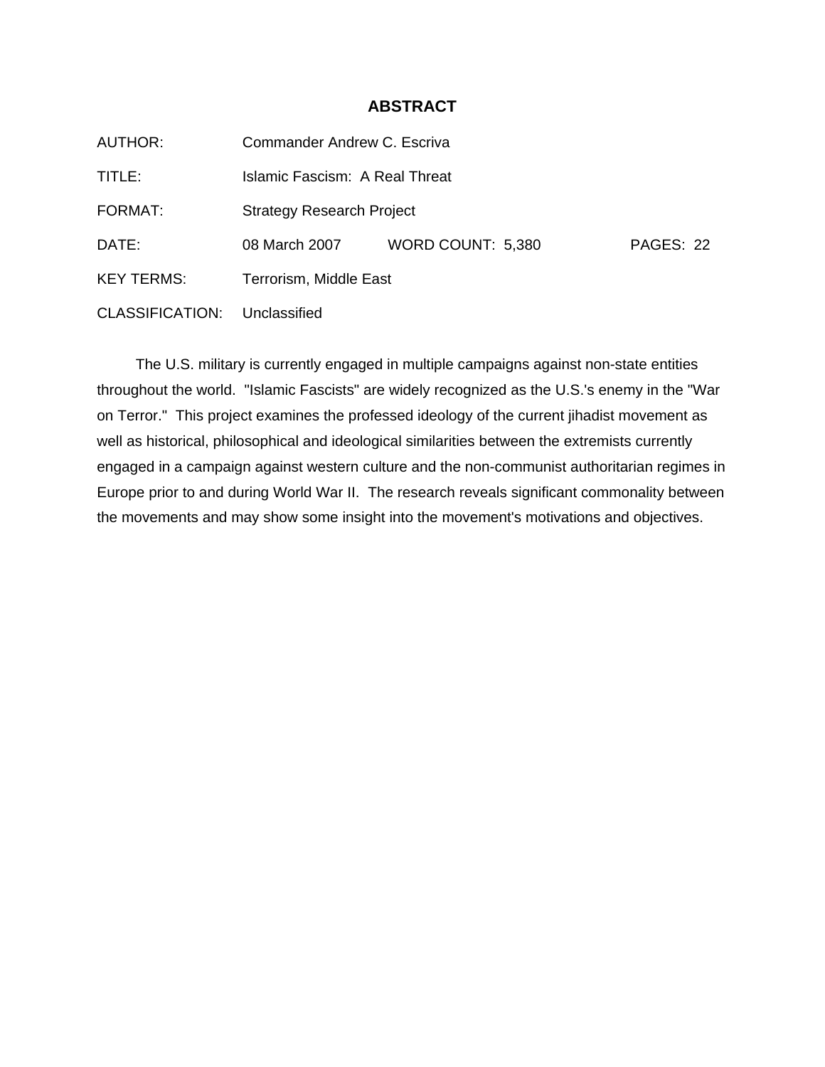# ABSTRACT

AUTHOR: Commander Andrew C. Escriva

TITLE: Islamic Fascism: A Real Threat

FORMAT: Strategy Research Project

DATE: 08 March 2007 WORD COUNT: 5,380 PAGES: 22

KEY TERMS: Terrorism, Middle East

CLASSIFICATION: Unclassified

The U.S. military is currently engaged in multiple campaigns against non-state entities throughout the world. "Islamic Fascists" are widely recognized as the U.S.'s enemy in the "War on Terror." This project examines the professed ideology of the current jihadist movement as well as historical, philosophical and ideological similarities between the extremists currently engaged in a campaign against western culture and the non-communist authoritarian regimes in Europe prior to and during World War II. The research reveals significant commonality between the movements and may show some insight into the movement's motivations and objectives.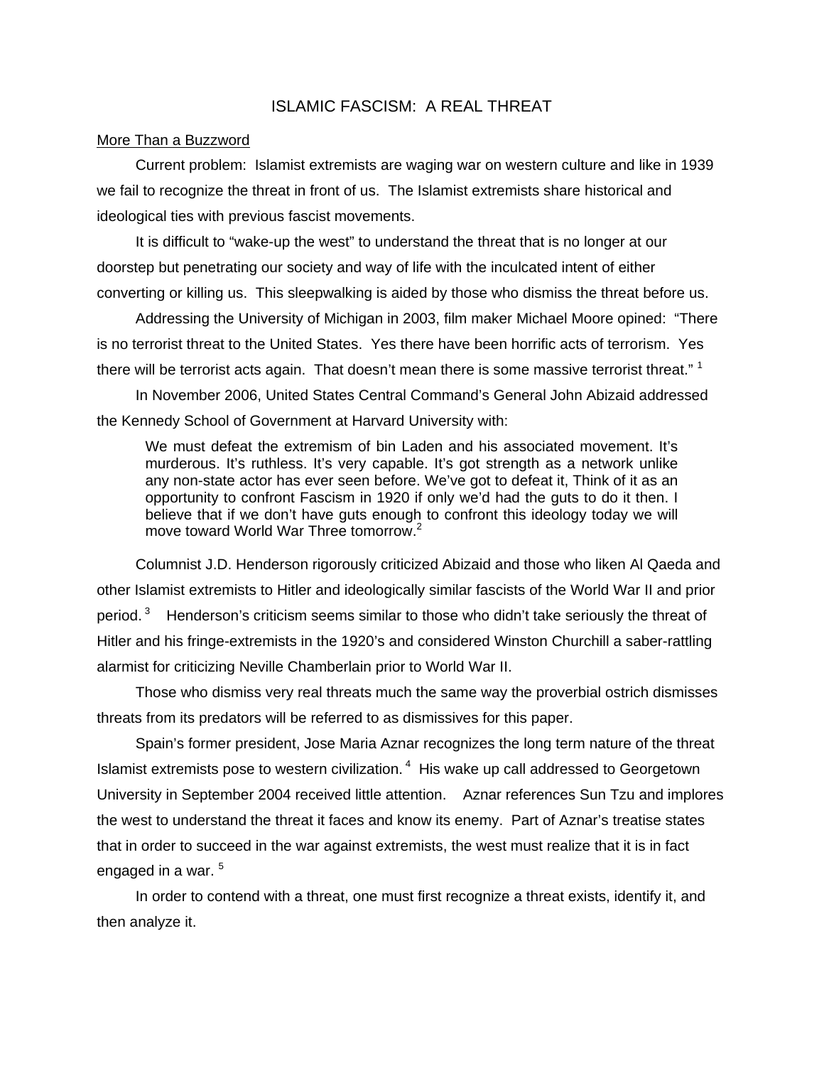# ISLAMIC FASCISM: A REAL THREAT

More Than a Buzzword

Current problem: Islamist extremists are waging war on western culture and like in 1939 we fail to recognize the threat in front of us. The Islamist extremists share historical and ideological ties with previous fascist movements.

It is difficult to "wake-up the west" to understand the threat that is no longer at our doorstep but penetrating our society and way of life with the inculcated intent of either converting or killing us. This sleepwalking is aided by those who dismiss the threat before us.

Addressing the University of Michigan in 2003, film maker Michael Moore opined: "There is no terrorist threat to the United States. Yes there have been horrific acts of terrorism. Yes there will be terrorist acts again. That doesn't mean there is some massive terrorist threat." [1]

In November 2006, United States Central Command's General John Abizaid addressed the Kennedy School of Government at Harvard University with:

> We must defeat the extremism of bin Laden and his associated movement. It's murderous. It's ruthless. It's very capable. It's got strength as a network unlike any non-state actor has ever seen before. We've got to defeat it, Think of it as an opportunity to confront Fascism in 1920 if only we'd had the guts to do it then. I believe that if we don't have guts enough to confront this ideology today we will move toward World War Three tomorrow.[2]

Columnist J.D. Henderson rigorously criticized Abizaid and those who liken Al Qaeda and other Islamist extremists to Hitler and ideologically similar fascists of the World War II and prior period. [3] Henderson's criticism seems similar to those who didn't take seriously the threat of Hitler and his fringe-extremists in the 1920's and considered Winston Churchill a saber-rattling alarmist for criticizing Neville Chamberlain prior to World War II.

Those who dismiss very real threats much the same way the proverbial ostrich dismisses threats from its predators will be referred to as dismissives for this paper.

Spain's former president, Jose Maria Aznar recognizes the long term nature of the threat Islamist extremists pose to western civilization. [4] His wake up call addressed to Georgetown University in September 2004 received little attention. Aznar references Sun Tzu and implores the west to understand the threat it faces and know its enemy. Part of Aznar's treatise states that in order to succeed in the war against extremists, the west must realize that it is in fact engaged in a war. [5]

In order to contend with a threat, one must first recognize a threat exists, identify it, and then analyze it.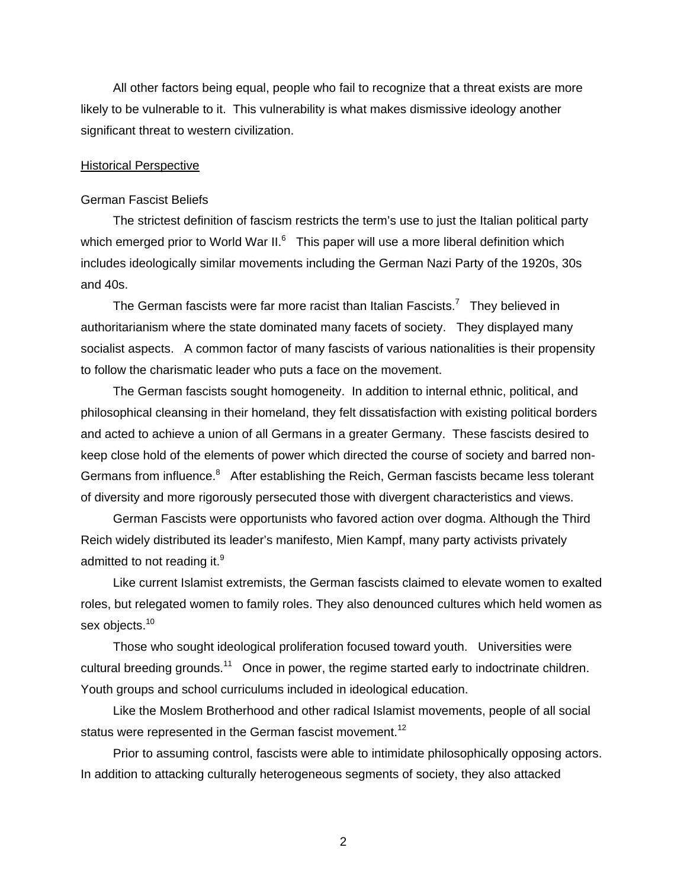All other factors being equal, people who fail to recognize that a threat exists are more likely to be vulnerable to it. This vulnerability is what makes dismissive ideology another significant threat to western civilization.

Historical Perspective

German Fascist Beliefs

The strictest definition of fascism restricts the term's use to just the Italian political party which emerged prior to World War II.[6] This paper will use a more liberal definition which includes ideologically similar movements including the German Nazi Party of the 1920s, 30s and 40s.

The German fascists were far more racist than Italian Fascists.[7] They believed in authoritarianism where the state dominated many facets of society. They displayed many socialist aspects. A common factor of many fascists of various nationalities is their propensity to follow the charismatic leader who puts a face on the movement.

The German fascists sought homogeneity. In addition to internal ethnic, political, and philosophical cleansing in their homeland, they felt dissatisfaction with existing political borders and acted to achieve a union of all Germans in a greater Germany. These fascists desired to keep close hold of the elements of power which directed the course of society and barred non-Germans from influence.[8] After establishing the Reich, German fascists became less tolerant of diversity and more rigorously persecuted those with divergent characteristics and views.

German Fascists were opportunists who favored action over dogma. Although the Third Reich widely distributed its leader's manifesto, Mien Kampf, many party activists privately admitted to not reading it.[9]

Like current Islamist extremists, the German fascists claimed to elevate women to exalted roles, but relegated women to family roles. They also denounced cultures which held women as sex objects.[10]

Those who sought ideological proliferation focused toward youth. Universities were cultural breeding grounds.[11] Once in power, the regime started early to indoctrinate children. Youth groups and school curriculums included in ideological education.

Like the Moslem Brotherhood and other radical Islamist movements, people of all social status were represented in the German fascist movement.[12]

Prior to assuming control, fascists were able to intimidate philosophically opposing actors. In addition to attacking culturally heterogeneous segments of society, they also attacked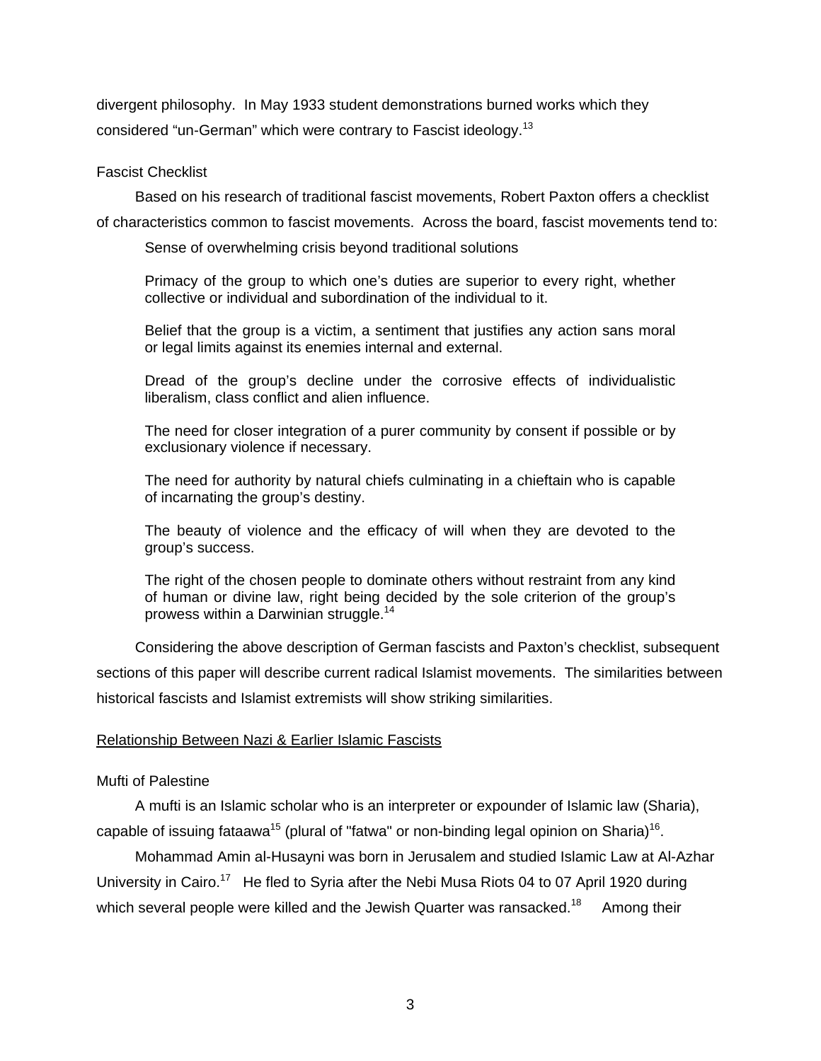divergent philosophy. In May 1933 student demonstrations burned works which they considered "un-German" which were contrary to Fascist ideology.[13]

Fascist Checklist

Based on his research of traditional fascist movements, Robert Paxton offers a checklist of characteristics common to fascist movements. Across the board, fascist movements tend to:

> Sense of overwhelming crisis beyond traditional solutions
>
> Primacy of the group to which one's duties are superior to every right, whether collective or individual and subordination of the individual to it.
>
> Belief that the group is a victim, a sentiment that justifies any action sans moral or legal limits against its enemies internal and external.
>
> Dread of the group's decline under the corrosive effects of individualistic liberalism, class conflict and alien influence.
>
> The need for closer integration of a purer community by consent if possible or by exclusionary violence if necessary.
>
> The need for authority by natural chiefs culminating in a chieftain who is capable of incarnating the group's destiny.
>
> The beauty of violence and the efficacy of will when they are devoted to the group's success.
>
> The right of the chosen people to dominate others without restraint from any kind of human or divine law, right being decided by the sole criterion of the group's prowess within a Darwinian struggle.[14]

Considering the above description of German fascists and Paxton's checklist, subsequent sections of this paper will describe current radical Islamist movements. The similarities between historical fascists and Islamist extremists will show striking similarities.

Relationship Between Nazi & Earlier Islamic Fascists

Mufti of Palestine

A mufti is an Islamic scholar who is an interpreter or expounder of Islamic law (Sharia), capable of issuing fataawa[15] (plural of "fatwa" or non-binding legal opinion on Sharia)[16].

Mohammad Amin al-Husayni was born in Jerusalem and studied Islamic Law at Al-Azhar University in Cairo.[17] He fled to Syria after the Nebi Musa Riots 04 to 07 April 1920 during which several people were killed and the Jewish Quarter was ransacked.[18] Among their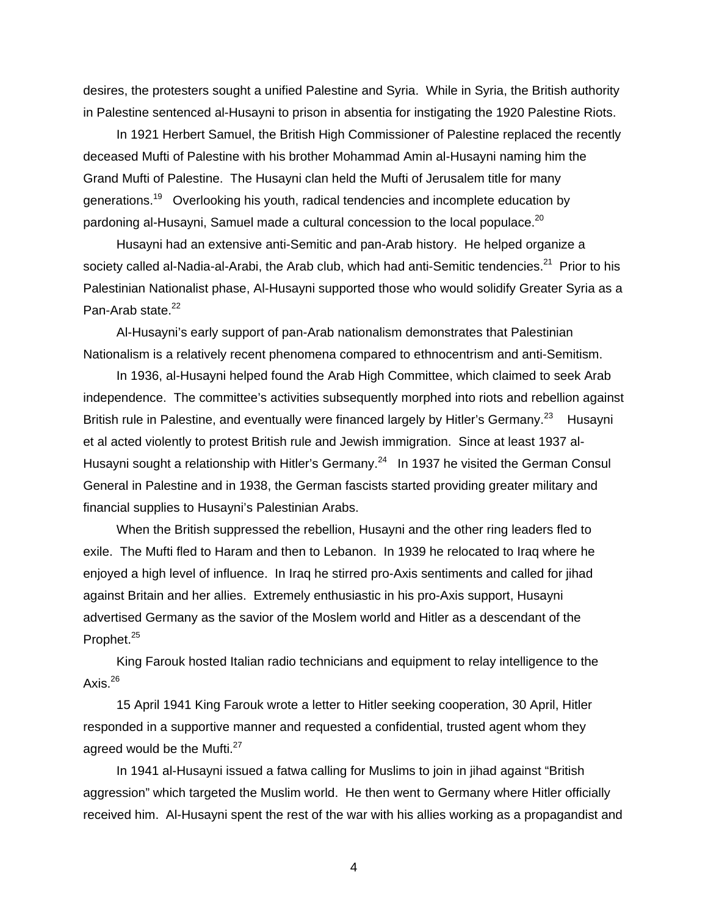desires, the protesters sought a unified Palestine and Syria. While in Syria, the British authority in Palestine sentenced al-Husayni to prison in absentia for instigating the 1920 Palestine Riots.

In 1921 Herbert Samuel, the British High Commissioner of Palestine replaced the recently deceased Mufti of Palestine with his brother Mohammad Amin al-Husayni naming him the Grand Mufti of Palestine. The Husayni clan held the Mufti of Jerusalem title for many generations.[19] Overlooking his youth, radical tendencies and incomplete education by pardoning al-Husayni, Samuel made a cultural concession to the local populace.[20]

Husayni had an extensive anti-Semitic and pan-Arab history. He helped organize a society called al-Nadia-al-Arabi, the Arab club, which had anti-Semitic tendencies.[21] Prior to his Palestinian Nationalist phase, Al-Husayni supported those who would solidify Greater Syria as a Pan-Arab state.[22]

Al-Husayni's early support of pan-Arab nationalism demonstrates that Palestinian Nationalism is a relatively recent phenomena compared to ethnocentrism and anti-Semitism.

In 1936, al-Husayni helped found the Arab High Committee, which claimed to seek Arab independence. The committee's activities subsequently morphed into riots and rebellion against British rule in Palestine, and eventually were financed largely by Hitler's Germany.[23] Husayni et al acted violently to protest British rule and Jewish immigration. Since at least 1937 al-Husayni sought a relationship with Hitler's Germany.[24] In 1937 he visited the German Consul General in Palestine and in 1938, the German fascists started providing greater military and financial supplies to Husayni's Palestinian Arabs.

When the British suppressed the rebellion, Husayni and the other ring leaders fled to exile. The Mufti fled to Haram and then to Lebanon. In 1939 he relocated to Iraq where he enjoyed a high level of influence. In Iraq he stirred pro-Axis sentiments and called for jihad against Britain and her allies. Extremely enthusiastic in his pro-Axis support, Husayni advertised Germany as the savior of the Moslem world and Hitler as a descendant of the Prophet.[25]

King Farouk hosted Italian radio technicians and equipment to relay intelligence to the Axis.[26]

15 April 1941 King Farouk wrote a letter to Hitler seeking cooperation, 30 April, Hitler responded in a supportive manner and requested a confidential, trusted agent whom they agreed would be the Mufti.[27]

In 1941 al-Husayni issued a fatwa calling for Muslims to join in jihad against "British aggression" which targeted the Muslim world. He then went to Germany where Hitler officially received him. Al-Husayni spent the rest of the war with his allies working as a propagandist and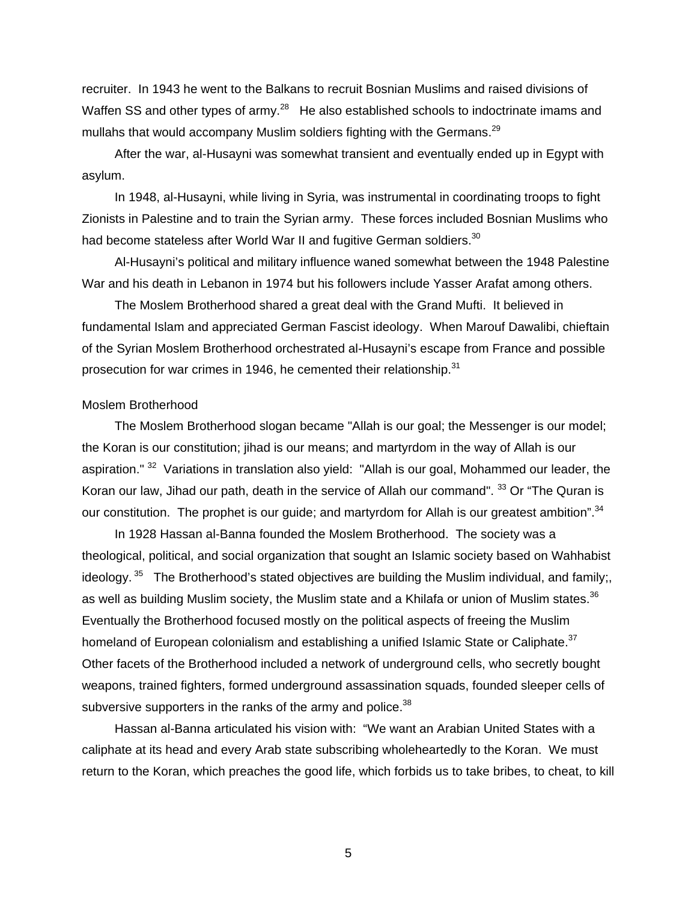recruiter. In 1943 he went to the Balkans to recruit Bosnian Muslims and raised divisions of Waffen SS and other types of army.[28] He also established schools to indoctrinate imams and mullahs that would accompany Muslim soldiers fighting with the Germans.[29]

After the war, al-Husayni was somewhat transient and eventually ended up in Egypt with asylum.

In 1948, al-Husayni, while living in Syria, was instrumental in coordinating troops to fight Zionists in Palestine and to train the Syrian army. These forces included Bosnian Muslims who had become stateless after World War II and fugitive German soldiers.[30]

Al-Husayni's political and military influence waned somewhat between the 1948 Palestine War and his death in Lebanon in 1974 but his followers include Yasser Arafat among others.

The Moslem Brotherhood shared a great deal with the Grand Mufti. It believed in fundamental Islam and appreciated German Fascist ideology. When Marouf Dawalibi, chieftain of the Syrian Moslem Brotherhood orchestrated al-Husayni's escape from France and possible prosecution for war crimes in 1946, he cemented their relationship.[31]

## Moslem Brotherhood

The Moslem Brotherhood slogan became "Allah is our goal; the Messenger is our model; the Koran is our constitution; jihad is our means; and martyrdom in the way of Allah is our aspiration." [32] Variations in translation also yield: "Allah is our goal, Mohammed our leader, the Koran our law, Jihad our path, death in the service of Allah our command". [33] Or "The Quran is our constitution. The prophet is our guide; and martyrdom for Allah is our greatest ambition".[34]

In 1928 Hassan al-Banna founded the Moslem Brotherhood. The society was a theological, political, and social organization that sought an Islamic society based on Wahhabist ideology. [35] The Brotherhood's stated objectives are building the Muslim individual, and family;, as well as building Muslim society, the Muslim state and a Khilafa or union of Muslim states.[36] Eventually the Brotherhood focused mostly on the political aspects of freeing the Muslim homeland of European colonialism and establishing a unified Islamic State or Caliphate.[37] Other facets of the Brotherhood included a network of underground cells, who secretly bought weapons, trained fighters, formed underground assassination squads, founded sleeper cells of subversive supporters in the ranks of the army and police.[38]

Hassan al-Banna articulated his vision with: "We want an Arabian United States with a caliphate at its head and every Arab state subscribing wholeheartedly to the Koran. We must return to the Koran, which preaches the good life, which forbids us to take bribes, to cheat, to kill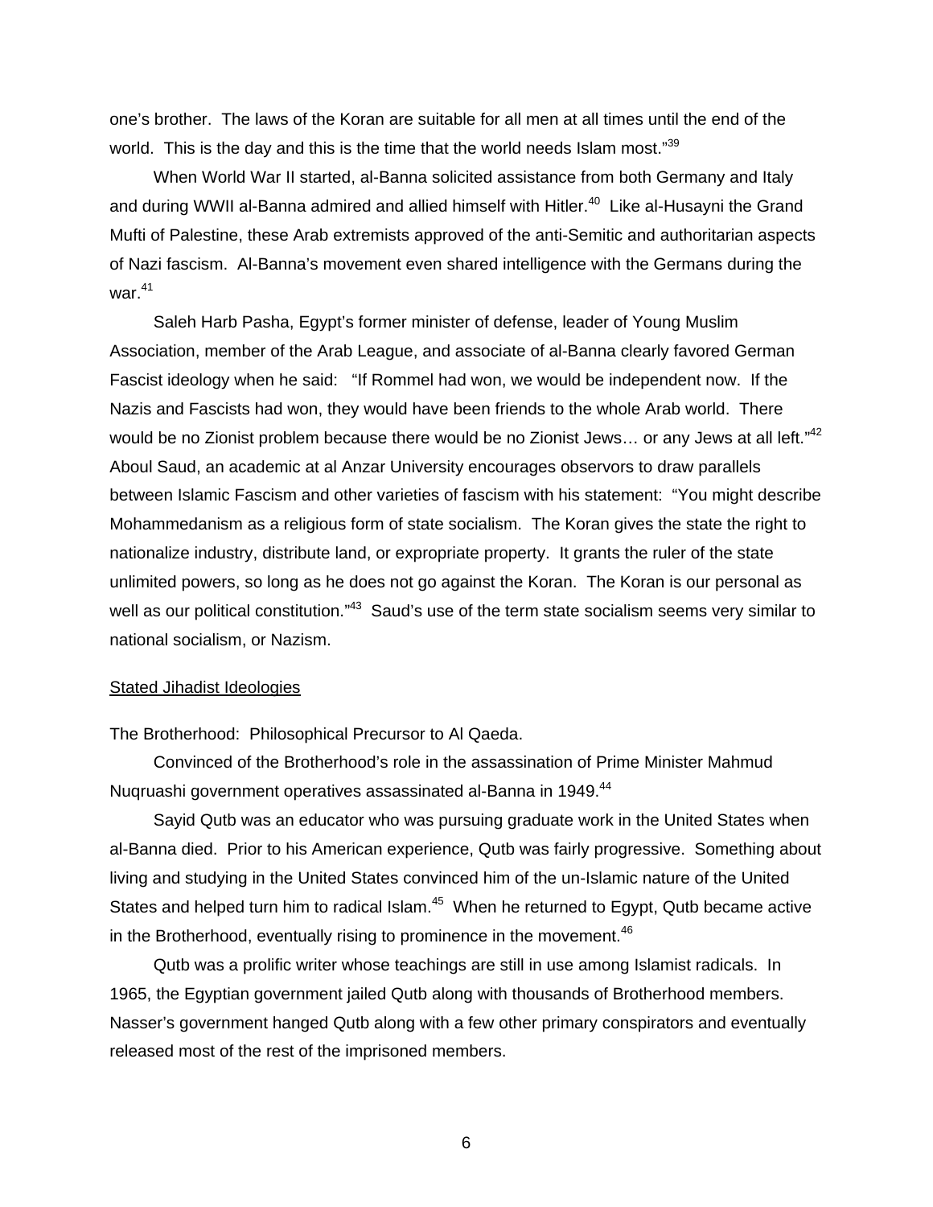one's brother. The laws of the Koran are suitable for all men at all times until the end of the world. This is the day and this is the time that the world needs Islam most."[39]

When World War II started, al-Banna solicited assistance from both Germany and Italy and during WWII al-Banna admired and allied himself with Hitler.[40] Like al-Husayni the Grand Mufti of Palestine, these Arab extremists approved of the anti-Semitic and authoritarian aspects of Nazi fascism. Al-Banna's movement even shared intelligence with the Germans during the war.[41]

Saleh Harb Pasha, Egypt's former minister of defense, leader of Young Muslim Association, member of the Arab League, and associate of al-Banna clearly favored German Fascist ideology when he said: "If Rommel had won, we would be independent now. If the Nazis and Fascists had won, they would have been friends to the whole Arab world. There would be no Zionist problem because there would be no Zionist Jews… or any Jews at all left."[42] Aboul Saud, an academic at al Anzar University encourages observors to draw parallels between Islamic Fascism and other varieties of fascism with his statement: "You might describe Mohammedanism as a religious form of state socialism. The Koran gives the state the right to nationalize industry, distribute land, or expropriate property. It grants the ruler of the state unlimited powers, so long as he does not go against the Koran. The Koran is our personal as well as our political constitution."[43] Saud's use of the term state socialism seems very similar to national socialism, or Nazism.

<u>Stated Jihadist Ideologies</u>

The Brotherhood: Philosophical Precursor to Al Qaeda.

Convinced of the Brotherhood's role in the assassination of Prime Minister Mahmud Nuqruashi government operatives assassinated al-Banna in 1949.[44]

Sayid Qutb was an educator who was pursuing graduate work in the United States when al-Banna died. Prior to his American experience, Qutb was fairly progressive. Something about living and studying in the United States convinced him of the un-Islamic nature of the United States and helped turn him to radical Islam.[45] When he returned to Egypt, Qutb became active in the Brotherhood, eventually rising to prominence in the movement.[46]

Qutb was a prolific writer whose teachings are still in use among Islamist radicals. In 1965, the Egyptian government jailed Qutb along with thousands of Brotherhood members. Nasser's government hanged Qutb along with a few other primary conspirators and eventually released most of the rest of the imprisoned members.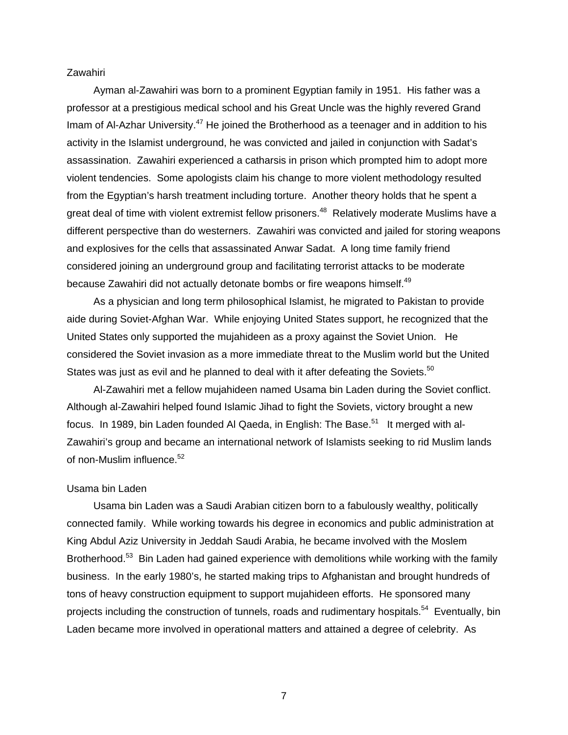Zawahiri

Ayman al-Zawahiri was born to a prominent Egyptian family in 1951. His father was a professor at a prestigious medical school and his Great Uncle was the highly revered Grand Imam of Al-Azhar University.[47] He joined the Brotherhood as a teenager and in addition to his activity in the Islamist underground, he was convicted and jailed in conjunction with Sadat's assassination. Zawahiri experienced a catharsis in prison which prompted him to adopt more violent tendencies. Some apologists claim his change to more violent methodology resulted from the Egyptian's harsh treatment including torture. Another theory holds that he spent a great deal of time with violent extremist fellow prisoners.[48] Relatively moderate Muslims have a different perspective than do westerners. Zawahiri was convicted and jailed for storing weapons and explosives for the cells that assassinated Anwar Sadat. A long time family friend considered joining an underground group and facilitating terrorist attacks to be moderate because Zawahiri did not actually detonate bombs or fire weapons himself.[49]

As a physician and long term philosophical Islamist, he migrated to Pakistan to provide aide during Soviet-Afghan War. While enjoying United States support, he recognized that the United States only supported the mujahideen as a proxy against the Soviet Union. He considered the Soviet invasion as a more immediate threat to the Muslim world but the United States was just as evil and he planned to deal with it after defeating the Soviets.[50]

Al-Zawahiri met a fellow mujahideen named Usama bin Laden during the Soviet conflict. Although al-Zawahiri helped found Islamic Jihad to fight the Soviets, victory brought a new focus. In 1989, bin Laden founded Al Qaeda, in English: The Base.[51] It merged with al-Zawahiri's group and became an international network of Islamists seeking to rid Muslim lands of non-Muslim influence.[52]

Usama bin Laden

Usama bin Laden was a Saudi Arabian citizen born to a fabulously wealthy, politically connected family. While working towards his degree in economics and public administration at King Abdul Aziz University in Jeddah Saudi Arabia, he became involved with the Moslem Brotherhood.[53] Bin Laden had gained experience with demolitions while working with the family business. In the early 1980's, he started making trips to Afghanistan and brought hundreds of tons of heavy construction equipment to support mujahideen efforts. He sponsored many projects including the construction of tunnels, roads and rudimentary hospitals.[54] Eventually, bin Laden became more involved in operational matters and attained a degree of celebrity. As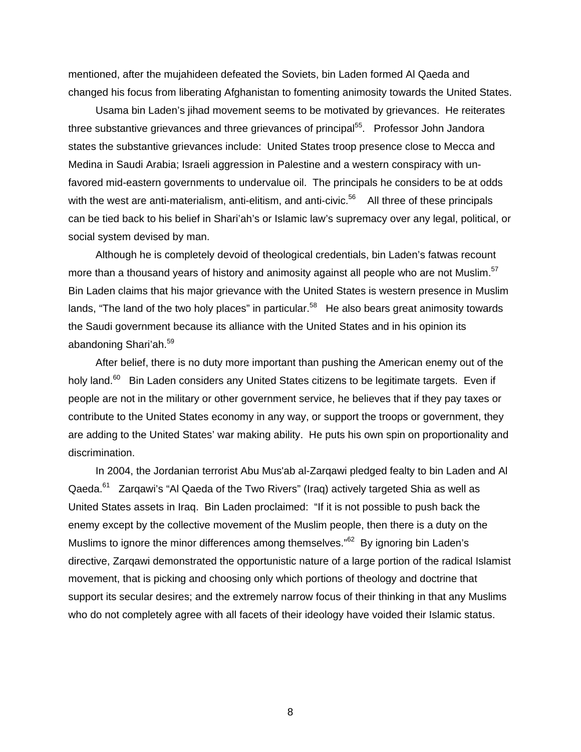mentioned, after the mujahideen defeated the Soviets, bin Laden formed Al Qaeda and changed his focus from liberating Afghanistan to fomenting animosity towards the United States.

Usama bin Laden's jihad movement seems to be motivated by grievances. He reiterates three substantive grievances and three grievances of principal[55]. Professor John Jandora states the substantive grievances include: United States troop presence close to Mecca and Medina in Saudi Arabia; Israeli aggression in Palestine and a western conspiracy with un-favored mid-eastern governments to undervalue oil. The principals he considers to be at odds with the west are anti-materialism, anti-elitism, and anti-civic.[56] All three of these principals can be tied back to his belief in Shari'ah's or Islamic law's supremacy over any legal, political, or social system devised by man.

Although he is completely devoid of theological credentials, bin Laden's fatwas recount more than a thousand years of history and animosity against all people who are not Muslim.[57] Bin Laden claims that his major grievance with the United States is western presence in Muslim lands, "The land of the two holy places" in particular.[58] He also bears great animosity towards the Saudi government because its alliance with the United States and in his opinion its abandoning Shari'ah.[59]

After belief, there is no duty more important than pushing the American enemy out of the holy land.[60] Bin Laden considers any United States citizens to be legitimate targets. Even if people are not in the military or other government service, he believes that if they pay taxes or contribute to the United States economy in any way, or support the troops or government, they are adding to the United States' war making ability. He puts his own spin on proportionality and discrimination.

In 2004, the Jordanian terrorist Abu Mus'ab al-Zarqawi pledged fealty to bin Laden and Al Qaeda.[61] Zarqawi's "Al Qaeda of the Two Rivers" (Iraq) actively targeted Shia as well as United States assets in Iraq. Bin Laden proclaimed: "If it is not possible to push back the enemy except by the collective movement of the Muslim people, then there is a duty on the Muslims to ignore the minor differences among themselves."[62] By ignoring bin Laden's directive, Zarqawi demonstrated the opportunistic nature of a large portion of the radical Islamist movement, that is picking and choosing only which portions of theology and doctrine that support its secular desires; and the extremely narrow focus of their thinking in that any Muslims who do not completely agree with all facets of their ideology have voided their Islamic status.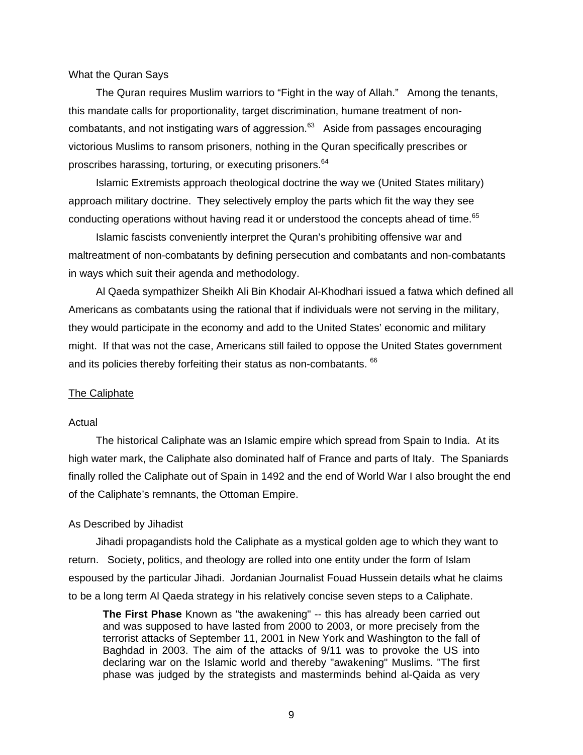What the Quran Says

The Quran requires Muslim warriors to “Fight in the way of Allah.” Among the tenants, this mandate calls for proportionality, target discrimination, humane treatment of non-combatants, and not instigating wars of aggression.[63] Aside from passages encouraging victorious Muslims to ransom prisoners, nothing in the Quran specifically prescribes or proscribes harassing, torturing, or executing prisoners.[64]

Islamic Extremists approach theological doctrine the way we (United States military) approach military doctrine. They selectively employ the parts which fit the way they see conducting operations without having read it or understood the concepts ahead of time.[65]

Islamic fascists conveniently interpret the Quran’s prohibiting offensive war and maltreatment of non-combatants by defining persecution and combatants and non-combatants in ways which suit their agenda and methodology.

Al Qaeda sympathizer Sheikh Ali Bin Khodair Al-Khodhari issued a fatwa which defined all Americans as combatants using the rational that if individuals were not serving in the military, they would participate in the economy and add to the United States’ economic and military might. If that was not the case, Americans still failed to oppose the United States government and its policies thereby forfeiting their status as non-combatants.[66]

## The Caliphate

### Actual

The historical Caliphate was an Islamic empire which spread from Spain to India. At its high water mark, the Caliphate also dominated half of France and parts of Italy. The Spaniards finally rolled the Caliphate out of Spain in 1492 and the end of World War I also brought the end of the Caliphate’s remnants, the Ottoman Empire.

### As Described by Jihadist

Jihadi propagandists hold the Caliphate as a mystical golden age to which they want to return. Society, politics, and theology are rolled into one entity under the form of Islam espoused by the particular Jihadi. Jordanian Journalist Fouad Hussein details what he claims to be a long term Al Qaeda strategy in his relatively concise seven steps to a Caliphate.

> **The First Phase** Known as "the awakening" -- this has already been carried out and was supposed to have lasted from 2000 to 2003, or more precisely from the terrorist attacks of September 11, 2001 in New York and Washington to the fall of Baghdad in 2003. The aim of the attacks of 9/11 was to provoke the US into declaring war on the Islamic world and thereby "awakening" Muslims. "The first phase was judged by the strategists and masterminds behind al-Qaida as very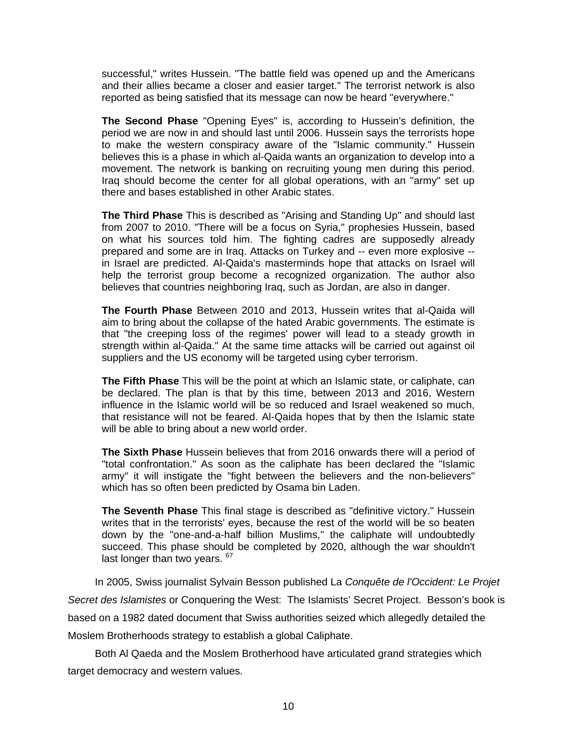successful," writes Hussein. "The battle field was opened up and the Americans and their allies became a closer and easier target." The terrorist network is also reported as being satisfied that its message can now be heard "everywhere."

**The Second Phase** "Opening Eyes" is, according to Hussein's definition, the period we are now in and should last until 2006. Hussein says the terrorists hope to make the western conspiracy aware of the "Islamic community." Hussein believes this is a phase in which al-Qaida wants an organization to develop into a movement. The network is banking on recruiting young men during this period. Iraq should become the center for all global operations, with an "army" set up there and bases established in other Arabic states.

**The Third Phase** This is described as "Arising and Standing Up" and should last from 2007 to 2010. "There will be a focus on Syria," prophesies Hussein, based on what his sources told him. The fighting cadres are supposedly already prepared and some are in Iraq. Attacks on Turkey and -- even more explosive -- in Israel are predicted. Al-Qaida's masterminds hope that attacks on Israel will help the terrorist group become a recognized organization. The author also believes that countries neighboring Iraq, such as Jordan, are also in danger.

**The Fourth Phase** Between 2010 and 2013, Hussein writes that al-Qaida will aim to bring about the collapse of the hated Arabic governments. The estimate is that "the creeping loss of the regimes' power will lead to a steady growth in strength within al-Qaida." At the same time attacks will be carried out against oil suppliers and the US economy will be targeted using cyber terrorism.

**The Fifth Phase** This will be the point at which an Islamic state, or caliphate, can be declared. The plan is that by this time, between 2013 and 2016, Western influence in the Islamic world will be so reduced and Israel weakened so much, that resistance will not be feared. Al-Qaida hopes that by then the Islamic state will be able to bring about a new world order.

**The Sixth Phase** Hussein believes that from 2016 onwards there will a period of "total confrontation." As soon as the caliphate has been declared the "Islamic army" it will instigate the "fight between the believers and the non-believers" which has so often been predicted by Osama bin Laden.

**The Seventh Phase** This final stage is described as "definitive victory." Hussein writes that in the terrorists' eyes, because the rest of the world will be so beaten down by the "one-and-a-half billion Muslims," the caliphate will undoubtedly succeed. This phase should be completed by 2020, although the war shouldn't last longer than two years. [67]

In 2005, Swiss journalist Sylvain Besson published La *Conquête de l'Occident: Le Projet Secret des Islamistes* or Conquering the West: The Islamists' Secret Project. Besson's book is based on a 1982 dated document that Swiss authorities seized which allegedly detailed the Moslem Brotherhoods strategy to establish a global Caliphate.

Both Al Qaeda and the Moslem Brotherhood have articulated grand strategies which target democracy and western values.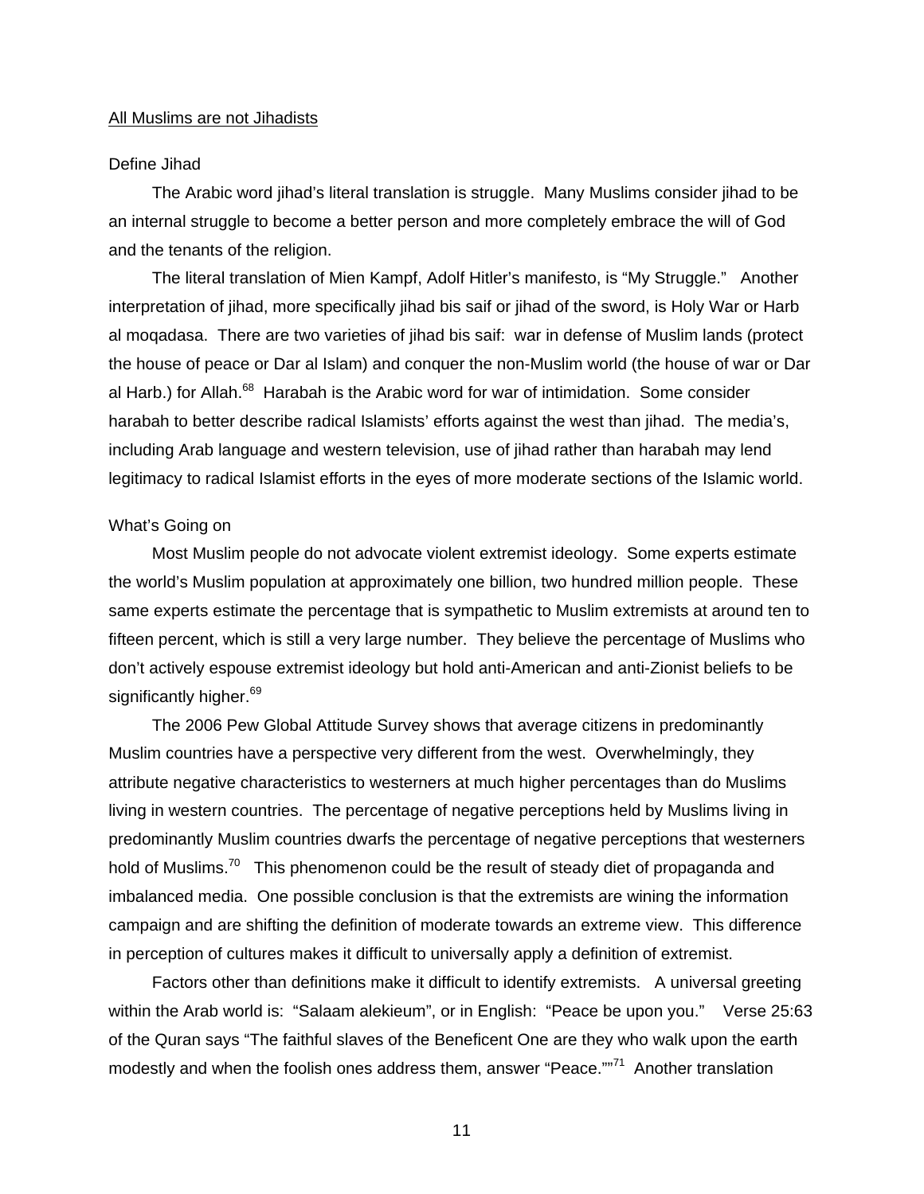<u>All Muslims are not Jihadists</u>

Define Jihad

The Arabic word jihad's literal translation is struggle. Many Muslims consider jihad to be an internal struggle to become a better person and more completely embrace the will of God and the tenants of the religion.

The literal translation of Mien Kampf, Adolf Hitler's manifesto, is "My Struggle." Another interpretation of jihad, more specifically jihad bis saif or jihad of the sword, is Holy War or Harb al moqadasa. There are two varieties of jihad bis saif: war in defense of Muslim lands (protect the house of peace or Dar al Islam) and conquer the non-Muslim world (the house of war or Dar al Harb.) for Allah.[68] Harabah is the Arabic word for war of intimidation. Some consider harabah to better describe radical Islamists' efforts against the west than jihad. The media's, including Arab language and western television, use of jihad rather than harabah may lend legitimacy to radical Islamist efforts in the eyes of more moderate sections of the Islamic world.

What's Going on

Most Muslim people do not advocate violent extremist ideology. Some experts estimate the world's Muslim population at approximately one billion, two hundred million people. These same experts estimate the percentage that is sympathetic to Muslim extremists at around ten to fifteen percent, which is still a very large number. They believe the percentage of Muslims who don't actively espouse extremist ideology but hold anti-American and anti-Zionist beliefs to be significantly higher.[69]

The 2006 Pew Global Attitude Survey shows that average citizens in predominantly Muslim countries have a perspective very different from the west. Overwhelmingly, they attribute negative characteristics to westerners at much higher percentages than do Muslims living in western countries. The percentage of negative perceptions held by Muslims living in predominantly Muslim countries dwarfs the percentage of negative perceptions that westerners hold of Muslims.[70] This phenomenon could be the result of steady diet of propaganda and imbalanced media. One possible conclusion is that the extremists are wining the information campaign and are shifting the definition of moderate towards an extreme view. This difference in perception of cultures makes it difficult to universally apply a definition of extremist.

Factors other than definitions make it difficult to identify extremists. A universal greeting within the Arab world is: "Salaam alekieum", or in English: "Peace be upon you." Verse 25:63 of the Quran says "The faithful slaves of the Beneficent One are they who walk upon the earth modestly and when the foolish ones address them, answer "Peace.""[71] Another translation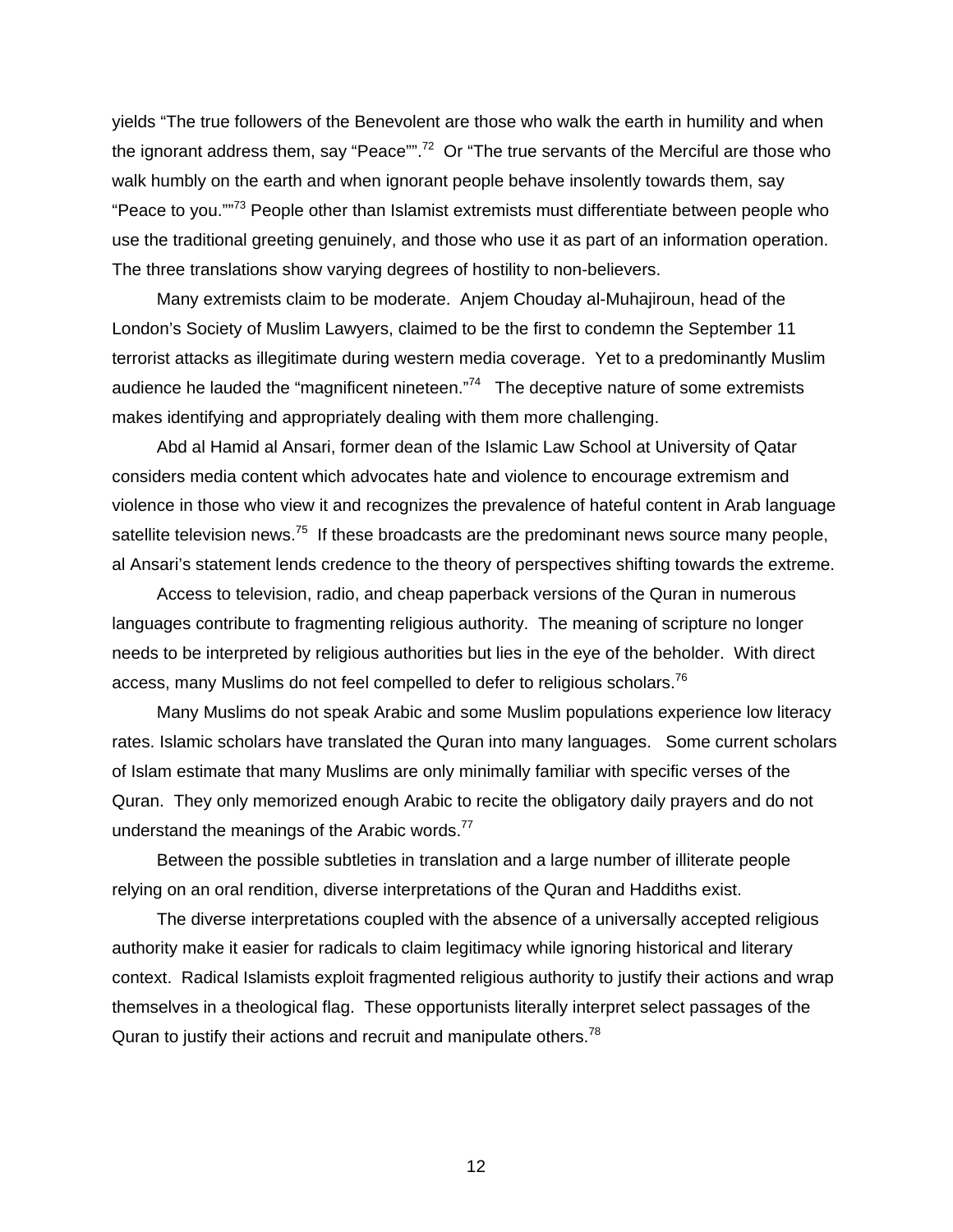yields “The true followers of the Benevolent are those who walk the earth in humility and when the ignorant address them, say “Peace””.[72] Or “The true servants of the Merciful are those who walk humbly on the earth and when ignorant people behave insolently towards them, say “Peace to you.””[73] People other than Islamist extremists must differentiate between people who use the traditional greeting genuinely, and those who use it as part of an information operation. The three translations show varying degrees of hostility to non-believers.

Many extremists claim to be moderate. Anjem Chouday al-Muhajiroun, head of the London’s Society of Muslim Lawyers, claimed to be the first to condemn the September 11 terrorist attacks as illegitimate during western media coverage. Yet to a predominantly Muslim audience he lauded the “magnificent nineteen.”[74] The deceptive nature of some extremists makes identifying and appropriately dealing with them more challenging.

Abd al Hamid al Ansari, former dean of the Islamic Law School at University of Qatar considers media content which advocates hate and violence to encourage extremism and violence in those who view it and recognizes the prevalence of hateful content in Arab language satellite television news.[75] If these broadcasts are the predominant news source many people, al Ansari’s statement lends credence to the theory of perspectives shifting towards the extreme.

Access to television, radio, and cheap paperback versions of the Quran in numerous languages contribute to fragmenting religious authority. The meaning of scripture no longer needs to be interpreted by religious authorities but lies in the eye of the beholder. With direct access, many Muslims do not feel compelled to defer to religious scholars.[76]

Many Muslims do not speak Arabic and some Muslim populations experience low literacy rates. Islamic scholars have translated the Quran into many languages. Some current scholars of Islam estimate that many Muslims are only minimally familiar with specific verses of the Quran. They only memorized enough Arabic to recite the obligatory daily prayers and do not understand the meanings of the Arabic words.[77]

Between the possible subtleties in translation and a large number of illiterate people relying on an oral rendition, diverse interpretations of the Quran and Haddiths exist.

The diverse interpretations coupled with the absence of a universally accepted religious authority make it easier for radicals to claim legitimacy while ignoring historical and literary context. Radical Islamists exploit fragmented religious authority to justify their actions and wrap themselves in a theological flag. These opportunists literally interpret select passages of the Quran to justify their actions and recruit and manipulate others.[78]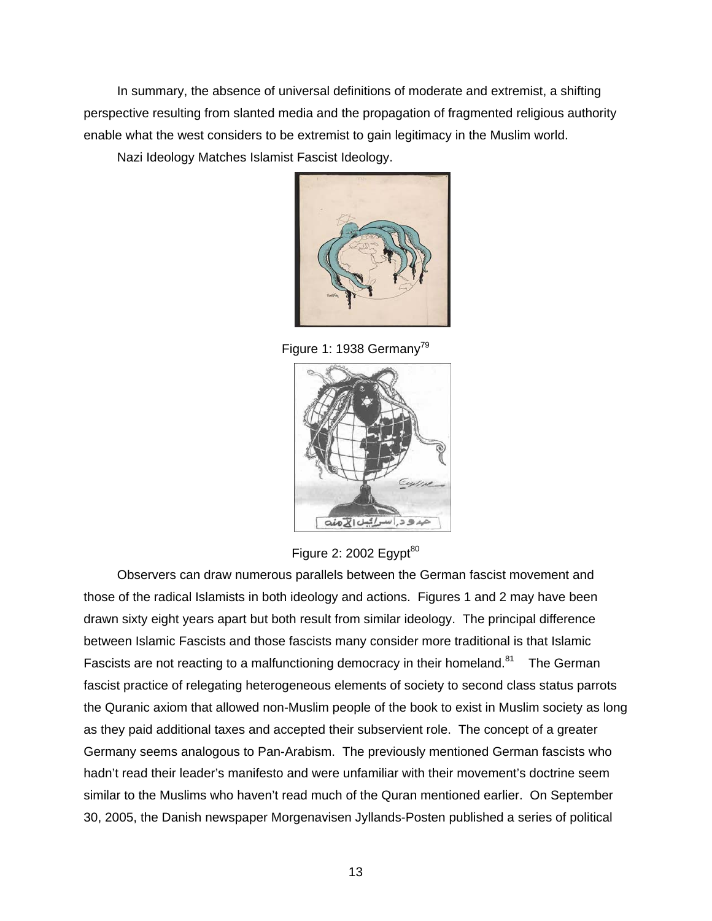In summary, the absence of universal definitions of moderate and extremist, a shifting perspective resulting from slanted media and the propagation of fragmented religious authority enable what the west considers to be extremist to gain legitimacy in the Muslim world.

Nazi Ideology Matches Islamist Fascist Ideology.

Figure 1: 1938 Germany[79]

Figure 2: 2002 Egypt[80]

Observers can draw numerous parallels between the German fascist movement and those of the radical Islamists in both ideology and actions. Figures 1 and 2 may have been drawn sixty eight years apart but both result from similar ideology. The principal difference between Islamic Fascists and those fascists many consider more traditional is that Islamic Fascists are not reacting to a malfunctioning democracy in their homeland.[81] The German fascist practice of relegating heterogeneous elements of society to second class status parrots the Quranic axiom that allowed non-Muslim people of the book to exist in Muslim society as long as they paid additional taxes and accepted their subservient role. The concept of a greater Germany seems analogous to Pan-Arabism. The previously mentioned German fascists who hadn't read their leader's manifesto and were unfamiliar with their movement's doctrine seem similar to the Muslims who haven't read much of the Quran mentioned earlier. On September 30, 2005, the Danish newspaper Morgenavisen Jyllands-Posten published a series of political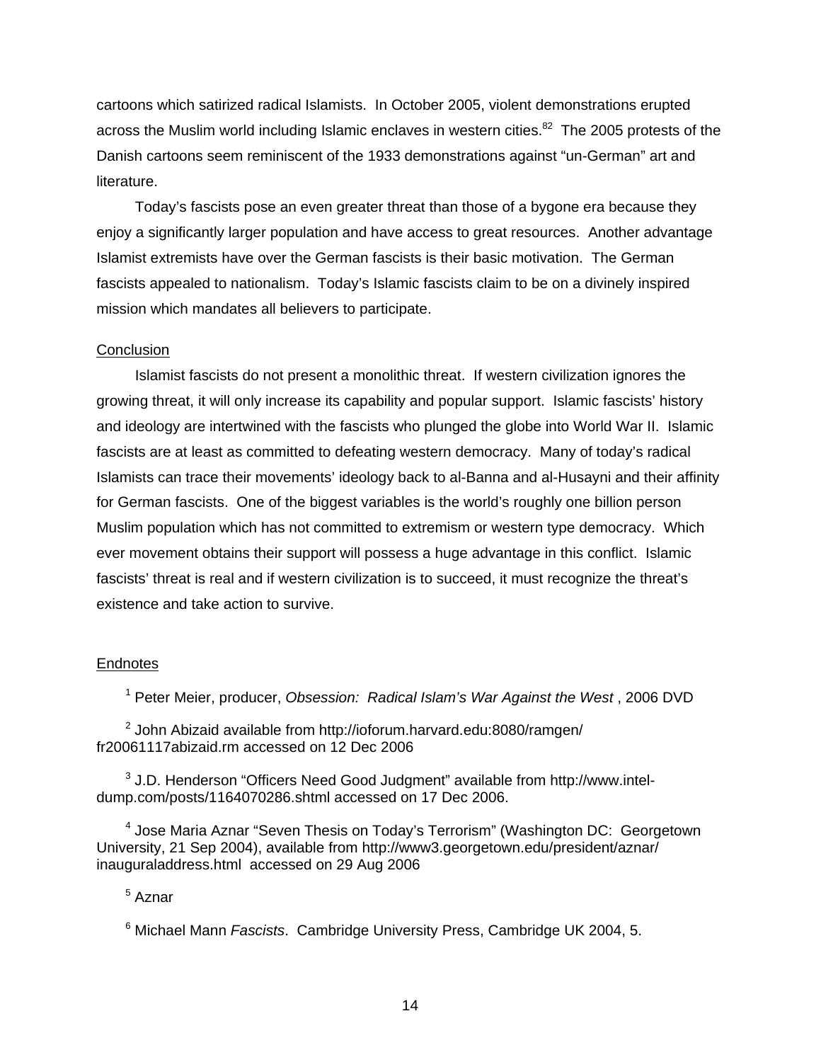cartoons which satirized radical Islamists. In October 2005, violent demonstrations erupted across the Muslim world including Islamic enclaves in western cities.[82] The 2005 protests of the Danish cartoons seem reminiscent of the 1933 demonstrations against "un-German" art and literature.

Today's fascists pose an even greater threat than those of a bygone era because they enjoy a significantly larger population and have access to great resources. Another advantage Islamist extremists have over the German fascists is their basic motivation. The German fascists appealed to nationalism. Today's Islamic fascists claim to be on a divinely inspired mission which mandates all believers to participate.

Conclusion

Islamist fascists do not present a monolithic threat. If western civilization ignores the growing threat, it will only increase its capability and popular support. Islamic fascists' history and ideology are intertwined with the fascists who plunged the globe into World War II. Islamic fascists are at least as committed to defeating western democracy. Many of today's radical Islamists can trace their movements' ideology back to al-Banna and al-Husayni and their affinity for German fascists. One of the biggest variables is the world's roughly one billion person Muslim population which has not committed to extremism or western type democracy. Which ever movement obtains their support will possess a huge advantage in this conflict. Islamic fascists' threat is real and if western civilization is to succeed, it must recognize the threat's existence and take action to survive.

Endnotes

[1] Peter Meier, producer, *Obsession: Radical Islam's War Against the West* , 2006 DVD

[2] John Abizaid available from http://ioforum.harvard.edu:8080/ramgen/fr20061117abizaid.rm accessed on 12 Dec 2006

[3] J.D. Henderson "Officers Need Good Judgment" available from http://www.intel-dump.com/posts/1164070286.shtml accessed on 17 Dec 2006.

[4] Jose Maria Aznar "Seven Thesis on Today's Terrorism" (Washington DC: Georgetown University, 21 Sep 2004), available from http://www3.georgetown.edu/president/aznar/inauguraladdress.html accessed on 29 Aug 2006

[5] Aznar

[6] Michael Mann *Fascists*. Cambridge University Press, Cambridge UK 2004, 5.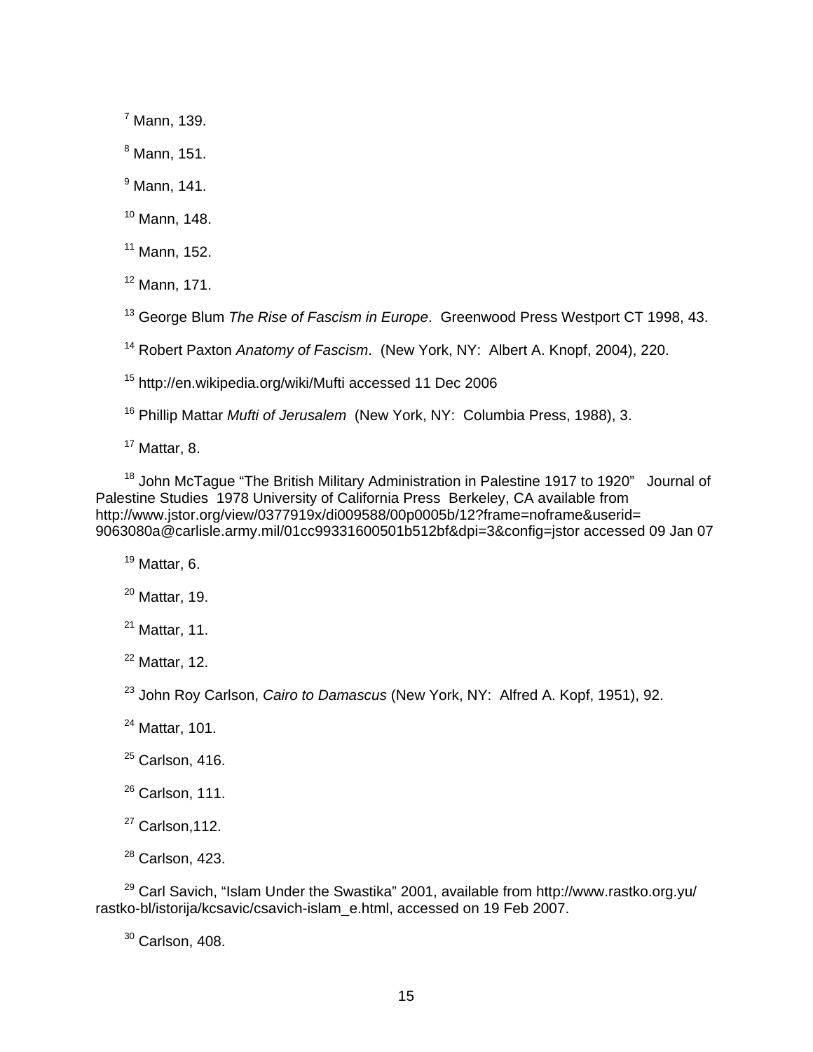[7] Mann, 139.

[8] Mann, 151.

[9] Mann, 141.

[10] Mann, 148.

[11] Mann, 152.

[12] Mann, 171.

[13] George Blum *The Rise of Fascism in Europe*. Greenwood Press Westport CT 1998, 43.

[14] Robert Paxton *Anatomy of Fascism*. (New York, NY: Albert A. Knopf, 2004), 220.

[15] http://en.wikipedia.org/wiki/Mufti accessed 11 Dec 2006

[16] Phillip Mattar *Mufti of Jerusalem* (New York, NY: Columbia Press, 1988), 3.

[17] Mattar, 8.

[18] John McTague "The British Military Administration in Palestine 1917 to 1920" Journal of Palestine Studies 1978 University of California Press Berkeley, CA available from http://www.jstor.org/view/0377919x/di009588/00p0005b/12?frame=noframe&userid=9063080a@carlisle.army.mil/01cc99331600501b512bf&dpi=3&config=jstor accessed 09 Jan 07

[19] Mattar, 6.

[20] Mattar, 19.

[21] Mattar, 11.

[22] Mattar, 12.

[23] John Roy Carlson, *Cairo to Damascus* (New York, NY: Alfred A. Kopf, 1951), 92.

[24] Mattar, 101.

[25] Carlson, 416.

[26] Carlson, 111.

[27] Carlson,112.

[28] Carlson, 423.

[29] Carl Savich, "Islam Under the Swastika" 2001, available from http://www.rastko.org.yu/rastko-bl/istorija/kcsavic/csavich-islam_e.html, accessed on 19 Feb 2007.

[30] Carlson, 408.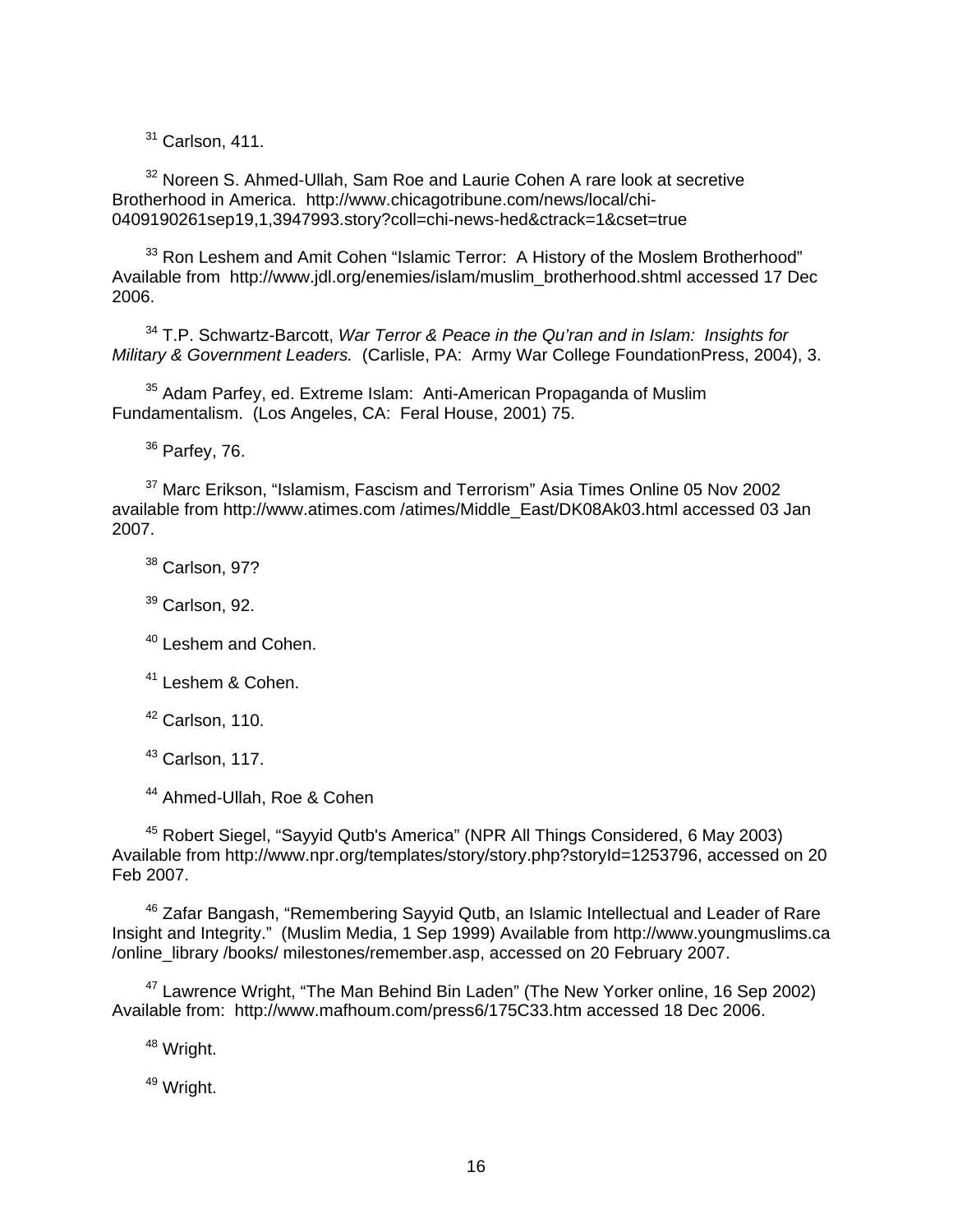[31] Carlson, 411.

[32] Noreen S. Ahmed-Ullah, Sam Roe and Laurie Cohen A rare look at secretive Brotherhood in America. http://www.chicagotribune.com/news/local/chi-0409190261sep19,1,3947993.story?coll=chi-news-hed&ctrack=1&cset=true

[33] Ron Leshem and Amit Cohen "Islamic Terror: A History of the Moslem Brotherhood" Available from http://www.jdl.org/enemies/islam/muslim_brotherhood.shtml accessed 17 Dec 2006.

[34] T.P. Schwartz-Barcott, *War Terror & Peace in the Qu'ran and in Islam: Insights for Military & Government Leaders.* (Carlisle, PA: Army War College FoundationPress, 2004), 3.

[35] Adam Parfey, ed. Extreme Islam: Anti-American Propaganda of Muslim Fundamentalism. (Los Angeles, CA: Feral House, 2001) 75.

[36] Parfey, 76.

[37] Marc Erikson, "Islamism, Fascism and Terrorism" Asia Times Online 05 Nov 2002 available from http://www.atimes.com /atimes/Middle_East/DK08Ak03.html accessed 03 Jan 2007.

[38] Carlson, 97?

[39] Carlson, 92.

[40] Leshem and Cohen.

[41] Leshem & Cohen.

[42] Carlson, 110.

[43] Carlson, 117.

[44] Ahmed-Ullah, Roe & Cohen

[45] Robert Siegel, "Sayyid Qutb's America" (NPR All Things Considered, 6 May 2003) Available from http://www.npr.org/templates/story/story.php?storyId=1253796, accessed on 20 Feb 2007.

[46] Zafar Bangash, "Remembering Sayyid Qutb, an Islamic Intellectual and Leader of Rare Insight and Integrity." (Muslim Media, 1 Sep 1999) Available from http://www.youngmuslims.ca /online_library /books/ milestones/remember.asp, accessed on 20 February 2007.

[47] Lawrence Wright, "The Man Behind Bin Laden" (The New Yorker online, 16 Sep 2002) Available from: http://www.mafhoum.com/press6/175C33.htm accessed 18 Dec 2006.

[48] Wright.

[49] Wright.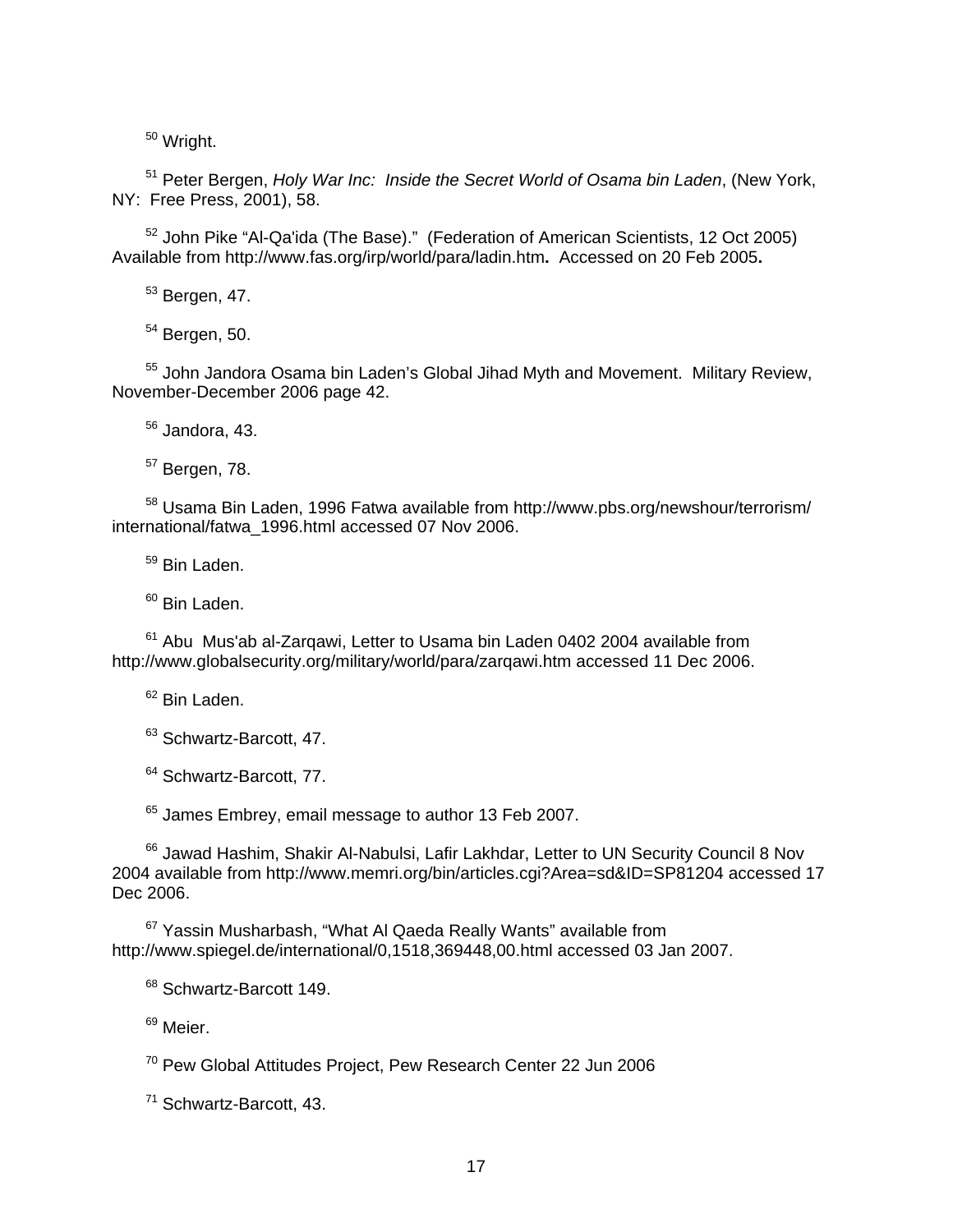[50] Wright.

[51] Peter Bergen, *Holy War Inc: Inside the Secret World of Osama bin Laden*, (New York, NY: Free Press, 2001), 58.

[52] John Pike "Al-Qa'ida (The Base)." (Federation of American Scientists, 12 Oct 2005) Available from http://www.fas.org/irp/world/para/ladin.htm**.** Accessed on 20 Feb 2005**.**

[53] Bergen, 47.

[54] Bergen, 50.

[55] John Jandora Osama bin Laden's Global Jihad Myth and Movement. Military Review, November-December 2006 page 42.

[56] Jandora, 43.

[57] Bergen, 78.

[58] Usama Bin Laden, 1996 Fatwa available from http://www.pbs.org/newshour/terrorism/international/fatwa_1996.html accessed 07 Nov 2006.

[59] Bin Laden.

[60] Bin Laden.

[61] Abu Mus'ab al-Zarqawi, Letter to Usama bin Laden 0402 2004 available from http://www.globalsecurity.org/military/world/para/zarqawi.htm accessed 11 Dec 2006.

[62] Bin Laden.

[63] Schwartz-Barcott, 47.

[64] Schwartz-Barcott, 77.

[65] James Embrey, email message to author 13 Feb 2007.

[66] Jawad Hashim, Shakir Al-Nabulsi, Lafir Lakhdar, Letter to UN Security Council 8 Nov 2004 available from http://www.memri.org/bin/articles.cgi?Area=sd&ID=SP81204 accessed 17 Dec 2006.

[67] Yassin Musharbash, "What Al Qaeda Really Wants" available from http://www.spiegel.de/international/0,1518,369448,00.html accessed 03 Jan 2007.

[68] Schwartz-Barcott 149.

[69] Meier.

[70] Pew Global Attitudes Project, Pew Research Center 22 Jun 2006

[71] Schwartz-Barcott, 43.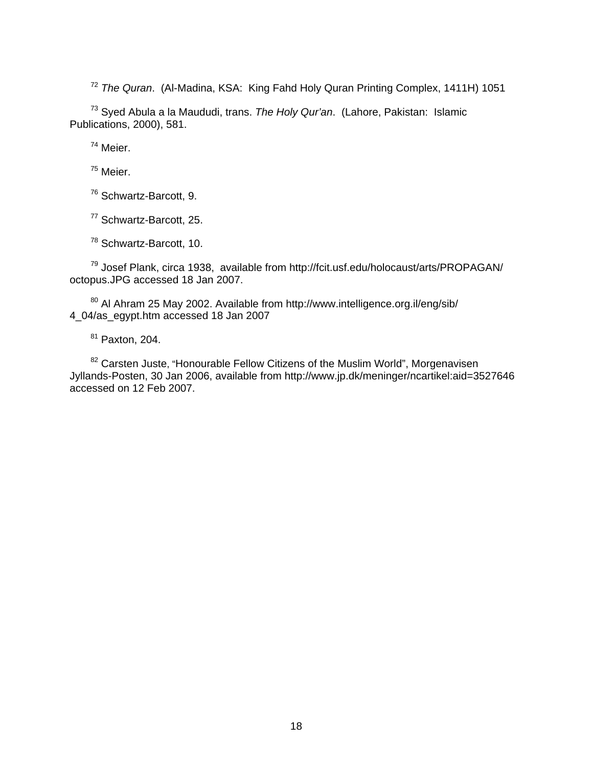[72] *The Quran*.  (Al-Madina, KSA:  King Fahd Holy Quran Printing Complex, 1411H) 1051

[73] Syed Abula a la Maududi, trans. *The Holy Qur'an*.  (Lahore, Pakistan:  Islamic Publications, 2000), 581.

[74] Meier.

[75] Meier.

[76] Schwartz-Barcott, 9.

[77] Schwartz-Barcott, 25.

[78] Schwartz-Barcott, 10.

[79] Josef Plank, circa 1938,  available from http://fcit.usf.edu/holocaust/arts/PROPAGAN/octopus.JPG accessed 18 Jan 2007.

[80] Al Ahram 25 May 2002. Available from http://www.intelligence.org.il/eng/sib/4_04/as_egypt.htm accessed 18 Jan 2007

[81] Paxton, 204.

[82] Carsten Juste, "Honourable Fellow Citizens of the Muslim World", Morgenavisen Jyllands-Posten, 30 Jan 2006, available from http://www.jp.dk/meninger/ncartikel:aid=3527646 accessed on 12 Feb 2007.